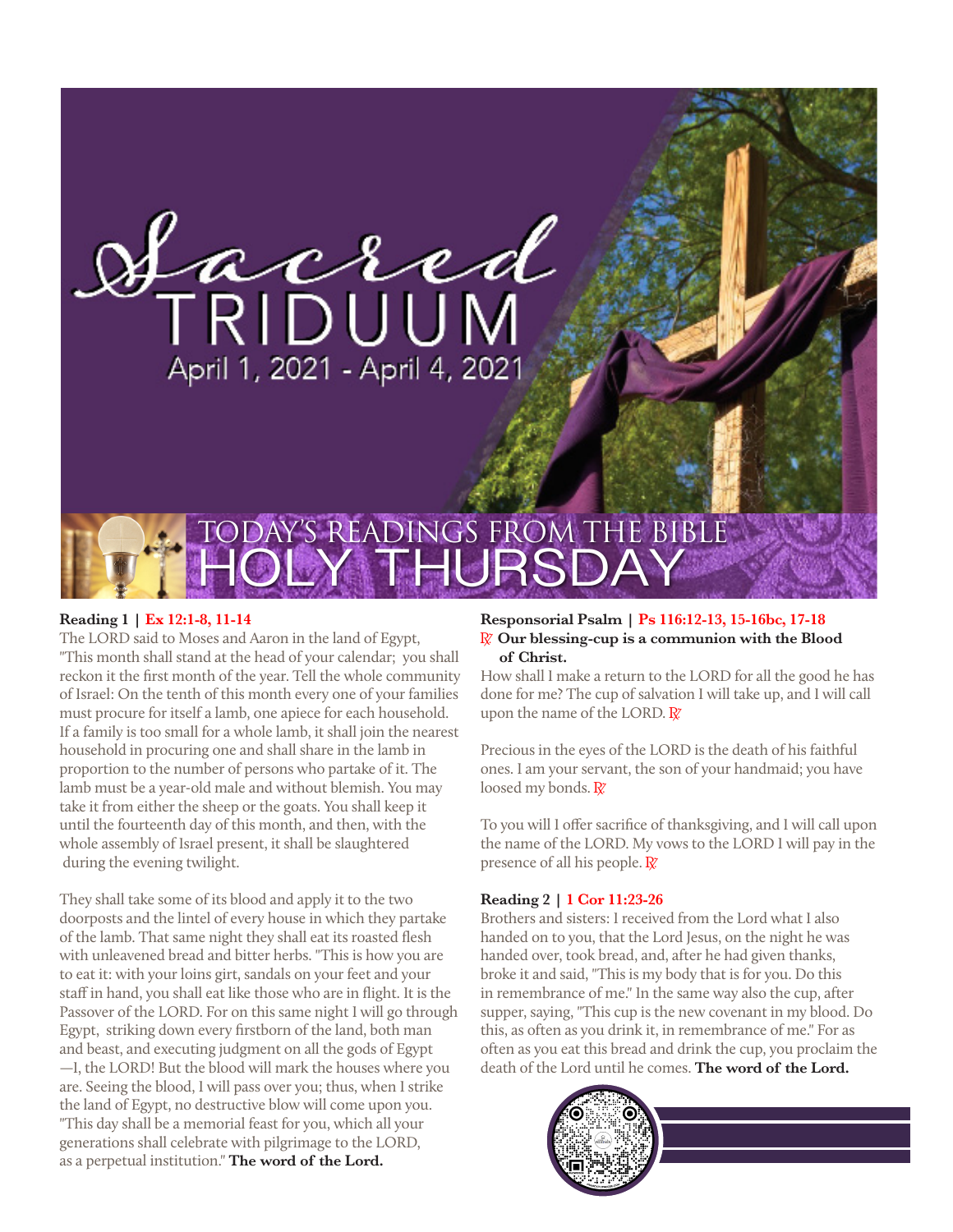# Sacred TRIDUUM

April 1, 2021 - April 4, 2021

## TODAY'S READINGS FROM THE BIBLE
# HOLY THURSDAY

**Reading 1 | Ex 12:1-8, 11-14**

The LORD said to Moses and Aaron in the land of Egypt, "This month shall stand at the head of your calendar; you shall reckon it the first month of the year. Tell the whole community of Israel: On the tenth of this month every one of your families must procure for itself a lamb, one apiece for each household. If a family is too small for a whole lamb, it shall join the nearest household in procuring one and shall share in the lamb in proportion to the number of persons who partake of it. The lamb must be a year-old male and without blemish. You may take it from either the sheep or the goats. You shall keep it until the fourteenth day of this month, and then, with the whole assembly of Israel present, it shall be slaughtered during the evening twilight.

They shall take some of its blood and apply it to the two doorposts and the lintel of every house in which they partake of the lamb. That same night they shall eat its roasted flesh with unleavened bread and bitter herbs. "This is how you are to eat it: with your loins girt, sandals on your feet and your staff in hand, you shall eat like those who are in flight. It is the Passover of the LORD. For on this same night I will go through Egypt, striking down every firstborn of the land, both man and beast, and executing judgment on all the gods of Egypt —I, the LORD! But the blood will mark the houses where you are. Seeing the blood, I will pass over you; thus, when I strike the land of Egypt, no destructive blow will come upon you. "This day shall be a memorial feast for you, which all your generations shall celebrate with pilgrimage to the LORD, as a perpetual institution." **The word of the Lord.**

**Responsorial Psalm | Ps 116:12-13, 15-16bc, 17-18**

℟ **Our blessing-cup is a communion with the Blood of Christ.**

How shall I make a return to the LORD for all the good he has done for me? The cup of salvation I will take up, and I will call upon the name of the LORD. ℟

Precious in the eyes of the LORD is the death of his faithful ones. I am your servant, the son of your handmaid; you have loosed my bonds. ℟

To you will I offer sacrifice of thanksgiving, and I will call upon the name of the LORD. My vows to the LORD I will pay in the presence of all his people. ℟

**Reading 2 | 1 Cor 11:23-26**

Brothers and sisters: I received from the Lord what I also handed on to you, that the Lord Jesus, on the night he was handed over, took bread, and, after he had given thanks, broke it and said, "This is my body that is for you. Do this in remembrance of me." In the same way also the cup, after supper, saying, "This cup is the new covenant in my blood. Do this, as often as you drink it, in remembrance of me." For as often as you eat this bread and drink the cup, you proclaim the death of the Lord until he comes. **The word of the Lord.**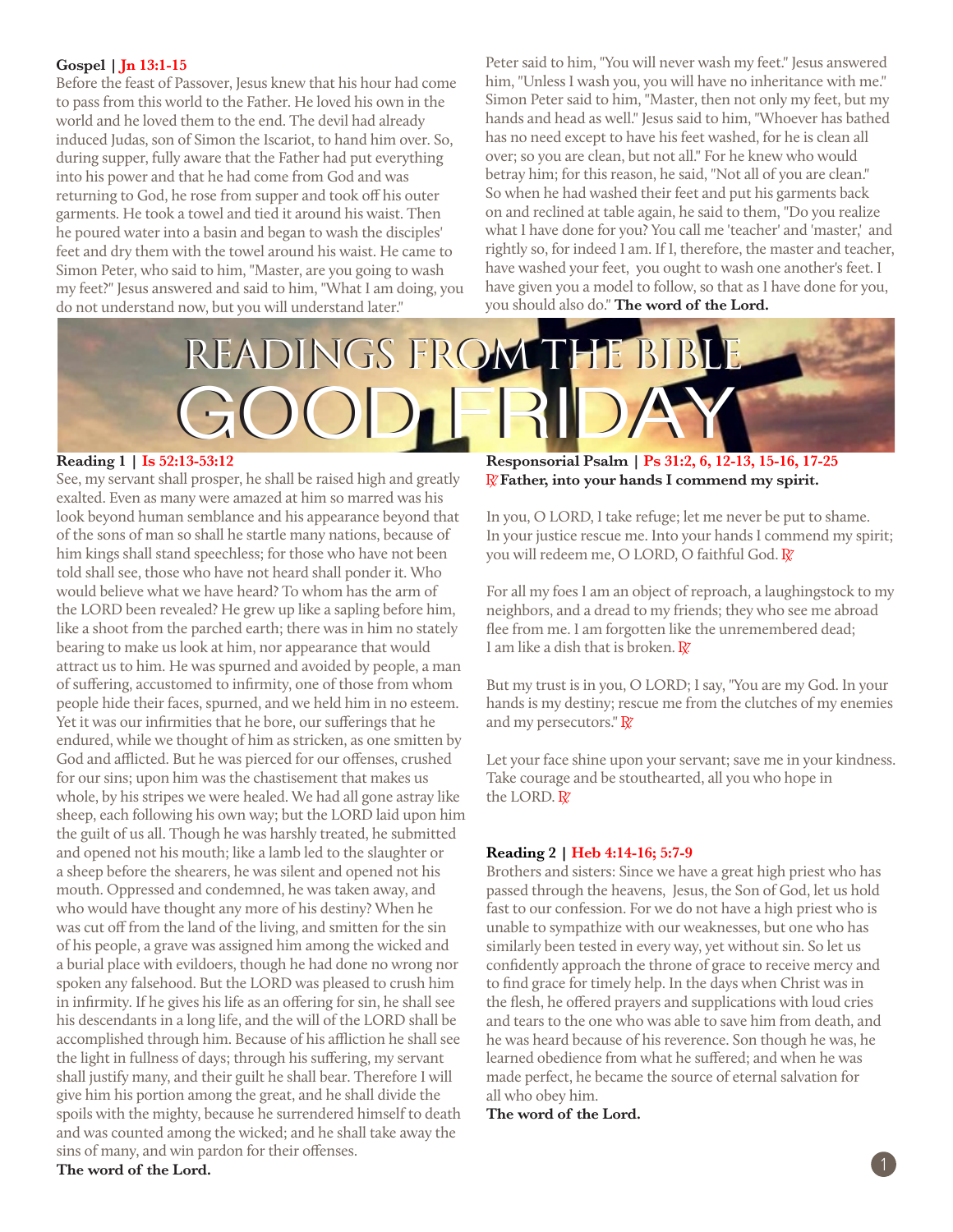**Gospel | Jn 13:1-15**

Before the feast of Passover, Jesus knew that his hour had come to pass from this world to the Father. He loved his own in the world and he loved them to the end. The devil had already induced Judas, son of Simon the Iscariot, to hand him over. So, during supper, fully aware that the Father had put everything into his power and that he had come from God and was returning to God, he rose from supper and took off his outer garments. He took a towel and tied it around his waist. Then he poured water into a basin and began to wash the disciples' feet and dry them with the towel around his waist. He came to Simon Peter, who said to him, "Master, are you going to wash my feet?" Jesus answered and said to him, "What I am doing, you do not understand now, but you will understand later." Peter said to him, "You will never wash my feet." Jesus answered him, "Unless I wash you, you will have no inheritance with me." Simon Peter said to him, "Master, then not only my feet, but my hands and head as well." Jesus said to him, "Whoever has bathed has no need except to have his feet washed, for he is clean all over; so you are clean, but not all." For he knew who would betray him; for this reason, he said, "Not all of you are clean." So when he had washed their feet and put his garments back on and reclined at table again, he said to them, "Do you realize what I have done for you? You call me 'teacher' and 'master,' and rightly so, for indeed I am. If I, therefore, the master and teacher, have washed your feet, you ought to wash one another's feet. I have given you a model to follow, so that as I have done for you, you should also do." **The word of the Lord.**

# READINGS FROM THE BIBLE
# GOOD FRIDAY

**Reading 1 | Is 52:13-53:12**

See, my servant shall prosper, he shall be raised high and greatly exalted. Even as many were amazed at him so marred was his look beyond human semblance and his appearance beyond that of the sons of man so shall he startle many nations, because of him kings shall stand speechless; for those who have not been told shall see, those who have not heard shall ponder it. Who would believe what we have heard? To whom has the arm of the LORD been revealed? He grew up like a sapling before him, like a shoot from the parched earth; there was in him no stately bearing to make us look at him, nor appearance that would attract us to him. He was spurned and avoided by people, a man of suffering, accustomed to infirmity, one of those from whom people hide their faces, spurned, and we held him in no esteem. Yet it was our infirmities that he bore, our sufferings that he endured, while we thought of him as stricken, as one smitten by God and afflicted. But he was pierced for our offenses, crushed for our sins; upon him was the chastisement that makes us whole, by his stripes we were healed. We had all gone astray like sheep, each following his own way; but the LORD laid upon him the guilt of us all. Though he was harshly treated, he submitted and opened not his mouth; like a lamb led to the slaughter or a sheep before the shearers, he was silent and opened not his mouth. Oppressed and condemned, he was taken away, and who would have thought any more of his destiny? When he was cut off from the land of the living, and smitten for the sin of his people, a grave was assigned him among the wicked and a burial place with evildoers, though he had done no wrong nor spoken any falsehood. But the LORD was pleased to crush him in infirmity. If he gives his life as an offering for sin, he shall see his descendants in a long life, and the will of the LORD shall be accomplished through him. Because of his affliction he shall see the light in fullness of days; through his suffering, my servant shall justify many, and their guilt he shall bear. Therefore I will give him his portion among the great, and he shall divide the spoils with the mighty, because he surrendered himself to death and was counted among the wicked; and he shall take away the sins of many, and win pardon for their offenses.
**The word of the Lord.**

**Responsorial Psalm | Ps 31:2, 6, 12-13, 15-16, 17-25**
℟ **Father, into your hands I commend my spirit.**

In you, O LORD, I take refuge; let me never be put to shame. In your justice rescue me. Into your hands I commend my spirit; you will redeem me, O LORD, O faithful God. ℟

For all my foes I am an object of reproach, a laughingstock to my neighbors, and a dread to my friends; they who see me abroad flee from me. I am forgotten like the unremembered dead; I am like a dish that is broken. ℟

But my trust is in you, O LORD; I say, "You are my God. In your hands is my destiny; rescue me from the clutches of my enemies and my persecutors." ℟

Let your face shine upon your servant; save me in your kindness. Take courage and be stouthearted, all you who hope in the LORD. ℟

**Reading 2 | Heb 4:14-16; 5:7-9**

Brothers and sisters: Since we have a great high priest who has passed through the heavens, Jesus, the Son of God, let us hold fast to our confession. For we do not have a high priest who is unable to sympathize with our weaknesses, but one who has similarly been tested in every way, yet without sin. So let us confidently approach the throne of grace to receive mercy and to find grace for timely help. In the days when Christ was in the flesh, he offered prayers and supplications with loud cries and tears to the one who was able to save him from death, and he was heard because of his reverence. Son though he was, he learned obedience from what he suffered; and when he was made perfect, he became the source of eternal salvation for all who obey him.
**The word of the Lord.**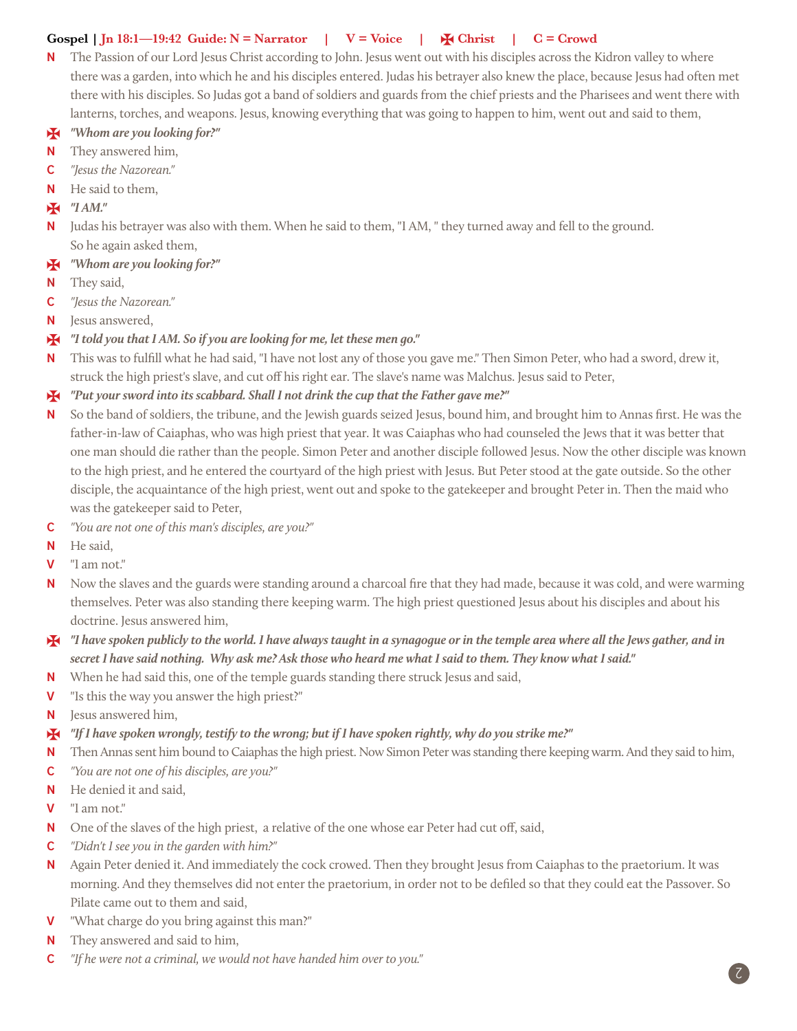**Gospel | Jn 18:1—19:42 Guide: N = Narrator | V = Voice | ✠ Christ | C = Crowd**

**N** The Passion of our Lord Jesus Christ according to John. Jesus went out with his disciples across the Kidron valley to where there was a garden, into which he and his disciples entered. Judas his betrayer also knew the place, because Jesus had often met there with his disciples. So Judas got a band of soldiers and guards from the chief priests and the Pharisees and went there with lanterns, torches, and weapons. Jesus, knowing everything that was going to happen to him, went out and said to them,

**✠** ***"Whom are you looking for?"***

**N** They answered him,

**C** *"Jesus the Nazorean."*

**N** He said to them,

**✠** ***"I AM."***

**N** Judas his betrayer was also with them. When he said to them, "I AM, " they turned away and fell to the ground. So he again asked them,

**✠** ***"Whom are you looking for?"***

**N** They said,

**C** *"Jesus the Nazorean."*

**N** Jesus answered,

**✠** ***"I told you that I AM. So if you are looking for me, let these men go."***

**N** This was to fulfill what he had said, "I have not lost any of those you gave me." Then Simon Peter, who had a sword, drew it, struck the high priest's slave, and cut off his right ear. The slave's name was Malchus. Jesus said to Peter,

**✠** ***"Put your sword into its scabbard. Shall I not drink the cup that the Father gave me?"***

**N** So the band of soldiers, the tribune, and the Jewish guards seized Jesus, bound him, and brought him to Annas first. He was the father-in-law of Caiaphas, who was high priest that year. It was Caiaphas who had counseled the Jews that it was better that one man should die rather than the people. Simon Peter and another disciple followed Jesus. Now the other disciple was known to the high priest, and he entered the courtyard of the high priest with Jesus. But Peter stood at the gate outside. So the other disciple, the acquaintance of the high priest, went out and spoke to the gatekeeper and brought Peter in. Then the maid who was the gatekeeper said to Peter,

**C** *"You are not one of this man's disciples, are you?"*

**N** He said,

**V** "I am not."

**N** Now the slaves and the guards were standing around a charcoal fire that they had made, because it was cold, and were warming themselves. Peter was also standing there keeping warm. The high priest questioned Jesus about his disciples and about his doctrine. Jesus answered him,

**✠** ***"I have spoken publicly to the world. I have always taught in a synagogue or in the temple area where all the Jews gather, and in secret I have said nothing. Why ask me? Ask those who heard me what I said to them. They know what I said."***

**N** When he had said this, one of the temple guards standing there struck Jesus and said,

**V** "Is this the way you answer the high priest?"

**N** Jesus answered him,

**✠** ***"If I have spoken wrongly, testify to the wrong; but if I have spoken rightly, why do you strike me?"***

**N** Then Annas sent him bound to Caiaphas the high priest. Now Simon Peter was standing there keeping warm. And they said to him,

**C** *"You are not one of his disciples, are you?"*

**N** He denied it and said,

**V** "I am not."

**N** One of the slaves of the high priest, a relative of the one whose ear Peter had cut off, said,

**C** *"Didn't I see you in the garden with him?"*

**N** Again Peter denied it. And immediately the cock crowed. Then they brought Jesus from Caiaphas to the praetorium. It was morning. And they themselves did not enter the praetorium, in order not to be defiled so that they could eat the Passover. So Pilate came out to them and said,

**V** "What charge do you bring against this man?"

**N** They answered and said to him,

**C** *"If he were not a criminal, we would not have handed him over to you."*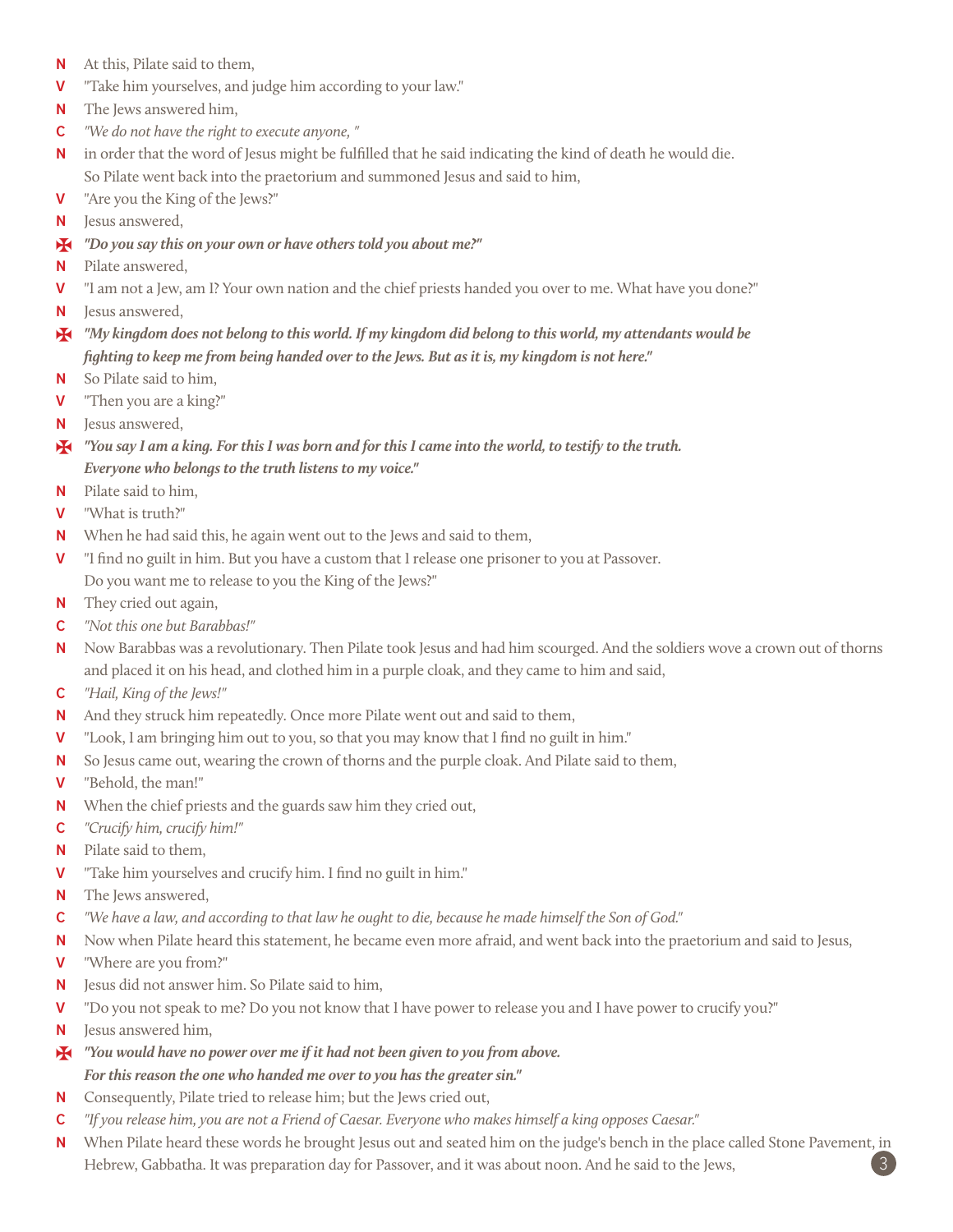**N** At this, Pilate said to them,

**V** "Take him yourselves, and judge him according to your law."

**N** The Jews answered him,

**C** *"We do not have the right to execute anyone, "*

**N** in order that the word of Jesus might be fulfilled that he said indicating the kind of death he would die. So Pilate went back into the praetorium and summoned Jesus and said to him,

**V** "Are you the King of the Jews?"

**N** Jesus answered,

✠ ***"Do you say this on your own or have others told you about me?"***

**N** Pilate answered,

**V** "I am not a Jew, am I? Your own nation and the chief priests handed you over to me. What have you done?"

**N** Jesus answered,

✠ ***"My kingdom does not belong to this world. If my kingdom did belong to this world, my attendants would be fighting to keep me from being handed over to the Jews. But as it is, my kingdom is not here."***

**N** So Pilate said to him,

**V** "Then you are a king?"

**N** Jesus answered,

✠ ***"You say I am a king. For this I was born and for this I came into the world, to testify to the truth. Everyone who belongs to the truth listens to my voice."***

**N** Pilate said to him,

**V** "What is truth?"

**N** When he had said this, he again went out to the Jews and said to them,

**V** "I find no guilt in him. But you have a custom that I release one prisoner to you at Passover. Do you want me to release to you the King of the Jews?"

**N** They cried out again,

**C** *"Not this one but Barabbas!"*

**N** Now Barabbas was a revolutionary. Then Pilate took Jesus and had him scourged. And the soldiers wove a crown out of thorns and placed it on his head, and clothed him in a purple cloak, and they came to him and said,

**C** *"Hail, King of the Jews!"*

**N** And they struck him repeatedly. Once more Pilate went out and said to them,

**V** "Look, I am bringing him out to you, so that you may know that I find no guilt in him."

**N** So Jesus came out, wearing the crown of thorns and the purple cloak. And Pilate said to them,

**V** "Behold, the man!"

**N** When the chief priests and the guards saw him they cried out,

**C** *"Crucify him, crucify him!"*

**N** Pilate said to them,

**V** "Take him yourselves and crucify him. I find no guilt in him."

**N** The Jews answered,

**C** *"We have a law, and according to that law he ought to die, because he made himself the Son of God."*

**N** Now when Pilate heard this statement, he became even more afraid, and went back into the praetorium and said to Jesus,

**V** "Where are you from?"

**N** Jesus did not answer him. So Pilate said to him,

**V** "Do you not speak to me? Do you not know that I have power to release you and I have power to crucify you?"

**N** Jesus answered him,

✠ ***"You would have no power over me if it had not been given to you from above. For this reason the one who handed me over to you has the greater sin."***

**N** Consequently, Pilate tried to release him; but the Jews cried out,

**C** *"If you release him, you are not a Friend of Caesar. Everyone who makes himself a king opposes Caesar."*

**N** When Pilate heard these words he brought Jesus out and seated him on the judge's bench in the place called Stone Pavement, in Hebrew, Gabbatha. It was preparation day for Passover, and it was about noon. And he said to the Jews,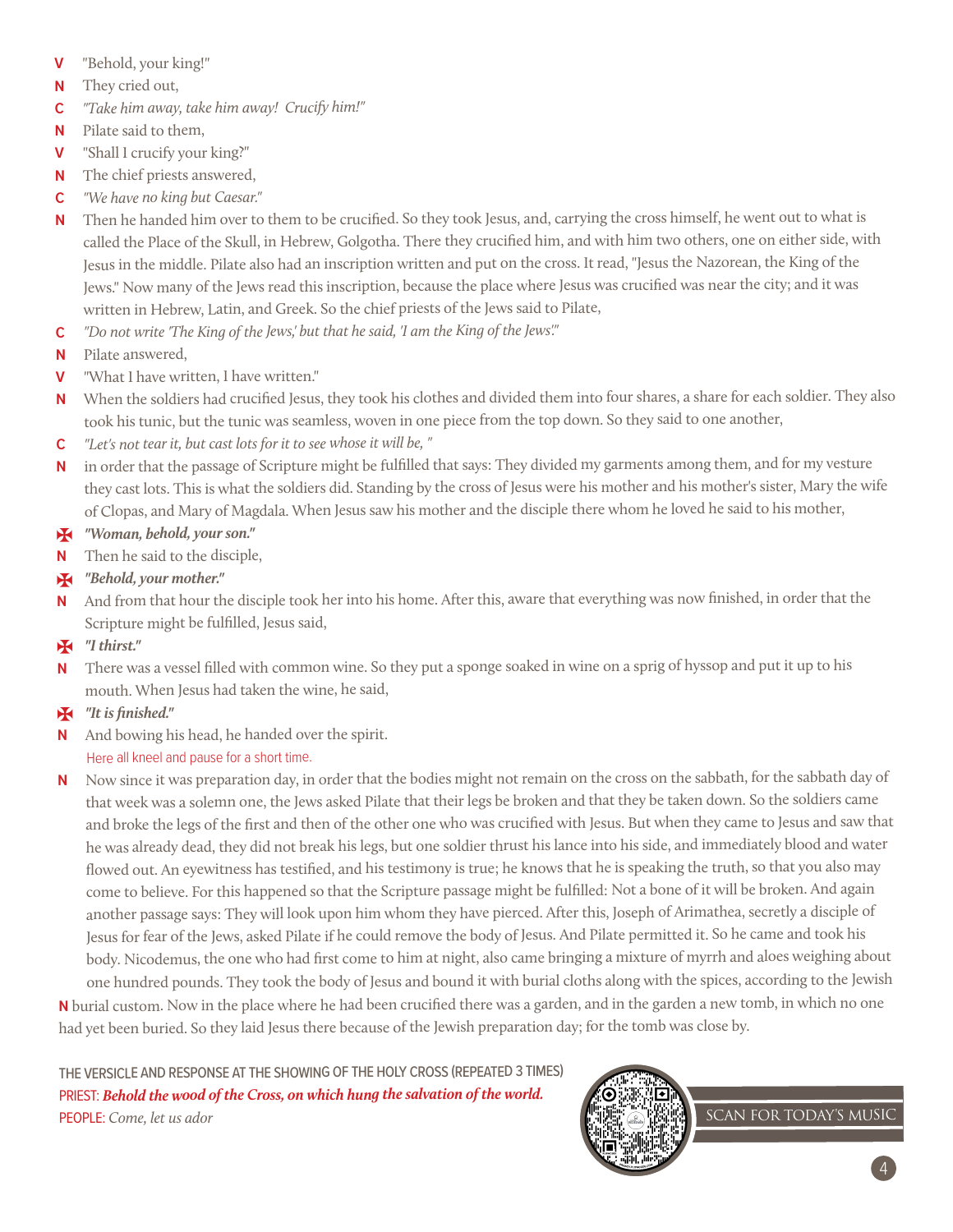**V** "Behold, your king!"

**N** They cried out,

**C** *"Take him away, take him away! Crucify him!"*

**N** Pilate said to them,

**V** "Shall I crucify your king?"

**N** The chief priests answered,

**C** *"We have no king but Caesar."*

**N** Then he handed him over to them to be crucified. So they took Jesus, and, carrying the cross himself, he went out to what is called the Place of the Skull, in Hebrew, Golgotha. There they crucified him, and with him two others, one on either side, with Jesus in the middle. Pilate also had an inscription written and put on the cross. It read, "Jesus the Nazorean, the King of the Jews." Now many of the Jews read this inscription, because the place where Jesus was crucified was near the city; and it was written in Hebrew, Latin, and Greek. So the chief priests of the Jews said to Pilate,

**C** *"Do not write 'The King of the Jews,' but that he said, 'I am the King of the Jews'."*

**N** Pilate answered,

**V** "What I have written, I have written."

**N** When the soldiers had crucified Jesus, they took his clothes and divided them into four shares, a share for each soldier. They also took his tunic, but the tunic was seamless, woven in one piece from the top down. So they said to one another,

**C** *"Let's not tear it, but cast lots for it to see whose it will be, "*

**N** in order that the passage of Scripture might be fulfilled that says: They divided my garments among them, and for my vesture they cast lots. This is what the soldiers did. Standing by the cross of Jesus were his mother and his mother's sister, Mary the wife of Clopas, and Mary of Magdala. When Jesus saw his mother and the disciple there whom he loved he said to his mother,

✠ ***"Woman, behold, your son."***

**N** Then he said to the disciple,

✠ ***"Behold, your mother."***

**N** And from that hour the disciple took her into his home. After this, aware that everything was now finished, in order that the Scripture might be fulfilled, Jesus said,

✠ ***"I thirst."***

**N** There was a vessel filled with common wine. So they put a sponge soaked in wine on a sprig of hyssop and put it up to his mouth. When Jesus had taken the wine, he said,

✠ ***"It is finished."***

**N** And bowing his head, he handed over the spirit.

Here all kneel and pause for a short time.

**N** Now since it was preparation day, in order that the bodies might not remain on the cross on the sabbath, for the sabbath day of that week was a solemn one, the Jews asked Pilate that their legs be broken and that they be taken down. So the soldiers came and broke the legs of the first and then of the other one who was crucified with Jesus. But when they came to Jesus and saw that he was already dead, they did not break his legs, but one soldier thrust his lance into his side, and immediately blood and water flowed out. An eyewitness has testified, and his testimony is true; he knows that he is speaking the truth, so that you also may come to believe. For this happened so that the Scripture passage might be fulfilled: Not a bone of it will be broken. And again another passage says: They will look upon him whom they have pierced. After this, Joseph of Arimathea, secretly a disciple of Jesus for fear of the Jews, asked Pilate if he could remove the body of Jesus. And Pilate permitted it. So he came and took his body. Nicodemus, the one who had first come to him at night, also came bringing a mixture of myrrh and aloes weighing about one hundred pounds. They took the body of Jesus and bound it with burial cloths along with the spices, according to the Jewish

**N** burial custom. Now in the place where he had been crucified there was a garden, and in the garden a new tomb, in which no one had yet been buried. So they laid Jesus there because of the Jewish preparation day; for the tomb was close by.

THE VERSICLE AND RESPONSE AT THE SHOWING OF THE HOLY CROSS (REPEATED 3 TIMES)

PRIEST: ***Behold the wood of the Cross, on which hung the salvation of the world.***

PEOPLE: *Come, let us ador*

SCAN FOR TODAY'S MUSIC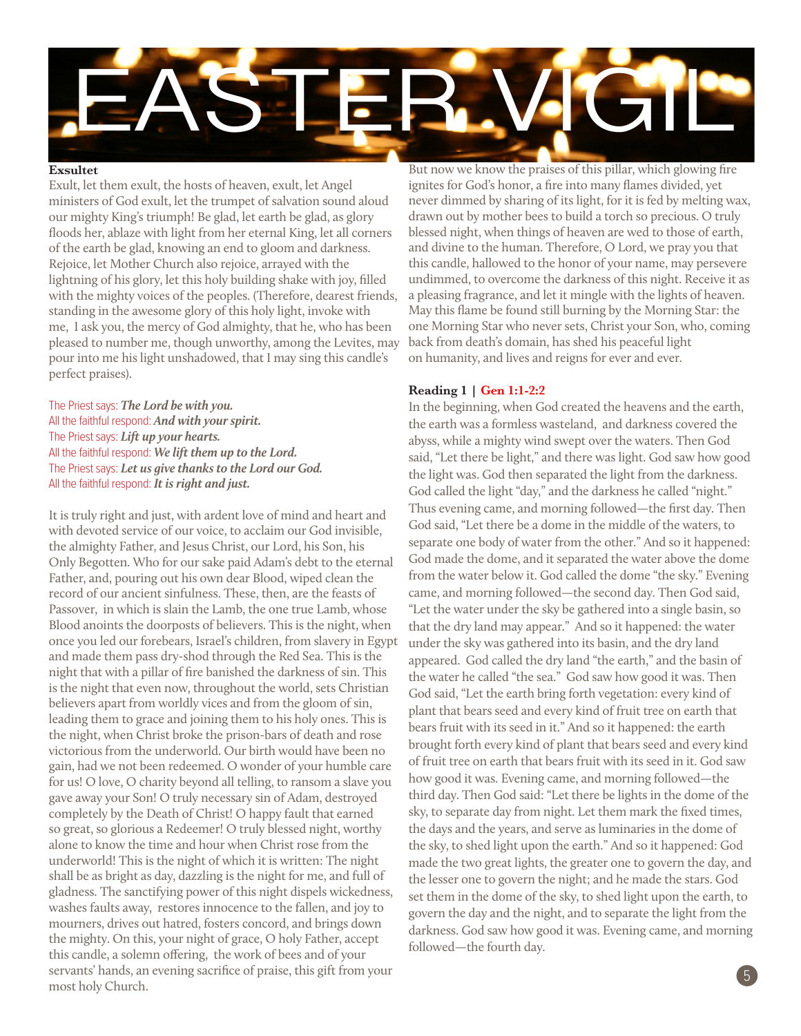# EASTER VIGIL

**Exsultet**

Exult, let them exult, the hosts of heaven, exult, let Angel ministers of God exult, let the trumpet of salvation sound aloud our mighty King's triumph! Be glad, let earth be glad, as glory floods her, ablaze with light from her eternal King, let all corners of the earth be glad, knowing an end to gloom and darkness. Rejoice, let Mother Church also rejoice, arrayed with the lightning of his glory, let this holy building shake with joy, filled with the mighty voices of the peoples. (Therefore, dearest friends, standing in the awesome glory of this holy light, invoke with me, I ask you, the mercy of God almighty, that he, who has been pleased to number me, though unworthy, among the Levites, may pour into me his light unshadowed, that I may sing this candle's perfect praises).

The Priest says: ***The Lord be with you.***
All the faithful respond: ***And with your spirit.***
The Priest says: ***Lift up your hearts.***
All the faithful respond: ***We lift them up to the Lord.***
The Priest says: ***Let us give thanks to the Lord our God.***
All the faithful respond: ***It is right and just.***

It is truly right and just, with ardent love of mind and heart and with devoted service of our voice, to acclaim our God invisible, the almighty Father, and Jesus Christ, our Lord, his Son, his Only Begotten. Who for our sake paid Adam's debt to the eternal Father, and, pouring out his own dear Blood, wiped clean the record of our ancient sinfulness. These, then, are the feasts of Passover, in which is slain the Lamb, the one true Lamb, whose Blood anoints the doorposts of believers. This is the night, when once you led our forebears, Israel's children, from slavery in Egypt and made them pass dry-shod through the Red Sea. This is the night that with a pillar of fire banished the darkness of sin. This is the night that even now, throughout the world, sets Christian believers apart from worldly vices and from the gloom of sin, leading them to grace and joining them to his holy ones. This is the night, when Christ broke the prison-bars of death and rose victorious from the underworld. Our birth would have been no gain, had we not been redeemed. O wonder of your humble care for us! O love, O charity beyond all telling, to ransom a slave you gave away your Son! O truly necessary sin of Adam, destroyed completely by the Death of Christ! O happy fault that earned so great, so glorious a Redeemer! O truly blessed night, worthy alone to know the time and hour when Christ rose from the underworld! This is the night of which it is written: The night shall be as bright as day, dazzling is the night for me, and full of gladness. The sanctifying power of this night dispels wickedness, washes faults away, restores innocence to the fallen, and joy to mourners, drives out hatred, fosters concord, and brings down the mighty. On this, your night of grace, O holy Father, accept this candle, a solemn offering, the work of bees and of your servants' hands, an evening sacrifice of praise, this gift from your most holy Church.

But now we know the praises of this pillar, which glowing fire ignites for God's honor, a fire into many flames divided, yet never dimmed by sharing of its light, for it is fed by melting wax, drawn out by mother bees to build a torch so precious. O truly blessed night, when things of heaven are wed to those of earth, and divine to the human. Therefore, O Lord, we pray you that this candle, hallowed to the honor of your name, may persevere undimmed, to overcome the darkness of this night. Receive it as a pleasing fragrance, and let it mingle with the lights of heaven. May this flame be found still burning by the Morning Star: the one Morning Star who never sets, Christ your Son, who, coming back from death's domain, has shed his peaceful light on humanity, and lives and reigns for ever and ever.

**Reading 1 | Gen 1:1-2:2**

In the beginning, when God created the heavens and the earth, the earth was a formless wasteland, and darkness covered the abyss, while a mighty wind swept over the waters. Then God said, "Let there be light," and there was light. God saw how good the light was. God then separated the light from the darkness. God called the light "day," and the darkness he called "night." Thus evening came, and morning followed—the first day. Then God said, "Let there be a dome in the middle of the waters, to separate one body of water from the other." And so it happened: God made the dome, and it separated the water above the dome from the water below it. God called the dome "the sky." Evening came, and morning followed—the second day. Then God said, "Let the water under the sky be gathered into a single basin, so that the dry land may appear." And so it happened: the water under the sky was gathered into its basin, and the dry land appeared. God called the dry land "the earth," and the basin of the water he called "the sea." God saw how good it was. Then God said, "Let the earth bring forth vegetation: every kind of plant that bears seed and every kind of fruit tree on earth that bears fruit with its seed in it." And so it happened: the earth brought forth every kind of plant that bears seed and every kind of fruit tree on earth that bears fruit with its seed in it. God saw how good it was. Evening came, and morning followed—the third day. Then God said: "Let there be lights in the dome of the sky, to separate day from night. Let them mark the fixed times, the days and the years, and serve as luminaries in the dome of the sky, to shed light upon the earth." And so it happened: God made the two great lights, the greater one to govern the day, and the lesser one to govern the night; and he made the stars. God set them in the dome of the sky, to shed light upon the earth, to govern the day and the night, and to separate the light from the darkness. God saw how good it was. Evening came, and morning followed—the fourth day.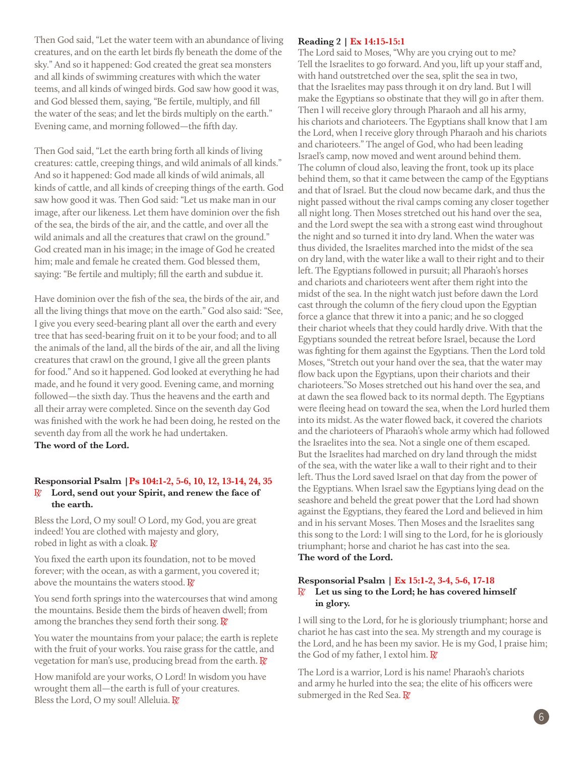Then God said, "Let the water teem with an abundance of living creatures, and on the earth let birds fly beneath the dome of the sky." And so it happened: God created the great sea monsters and all kinds of swimming creatures with which the water teems, and all kinds of winged birds. God saw how good it was, and God blessed them, saying, "Be fertile, multiply, and fill the water of the seas; and let the birds multiply on the earth." Evening came, and morning followed—the fifth day.

Then God said, "Let the earth bring forth all kinds of living creatures: cattle, creeping things, and wild animals of all kinds." And so it happened: God made all kinds of wild animals, all kinds of cattle, and all kinds of creeping things of the earth. God saw how good it was. Then God said: "Let us make man in our image, after our likeness. Let them have dominion over the fish of the sea, the birds of the air, and the cattle, and over all the wild animals and all the creatures that crawl on the ground." God created man in his image; in the image of God he created him; male and female he created them. God blessed them, saying: "Be fertile and multiply; fill the earth and subdue it.

Have dominion over the fish of the sea, the birds of the air, and all the living things that move on the earth." God also said: "See, I give you every seed-bearing plant all over the earth and every tree that has seed-bearing fruit on it to be your food; and to all the animals of the land, all the birds of the air, and all the living creatures that crawl on the ground, I give all the green plants for food." And so it happened. God looked at everything he had made, and he found it very good. Evening came, and morning followed—the sixth day. Thus the heavens and the earth and all their array were completed. Since on the seventh day God was finished with the work he had been doing, he rested on the seventh day from all the work he had undertaken.
**The word of the Lord.**

**Responsorial Psalm | Ps 104:1-2, 5-6, 10, 12, 13-14, 24, 35**
**℟ Lord, send out your Spirit, and renew the face of the earth.**

Bless the Lord, O my soul! O Lord, my God, you are great indeed! You are clothed with majesty and glory, robed in light as with a cloak. ℟

You fixed the earth upon its foundation, not to be moved forever; with the ocean, as with a garment, you covered it; above the mountains the waters stood. ℟

You send forth springs into the watercourses that wind among the mountains. Beside them the birds of heaven dwell; from among the branches they send forth their song. ℟

You water the mountains from your palace; the earth is replete with the fruit of your works. You raise grass for the cattle, and vegetation for man's use, producing bread from the earth. ℟

How manifold are your works, O Lord! In wisdom you have wrought them all—the earth is full of your creatures. Bless the Lord, O my soul! Alleluia. ℟

**Reading 2 | Ex 14:15-15:1**
The Lord said to Moses, "Why are you crying out to me? Tell the Israelites to go forward. And you, lift up your staff and, with hand outstretched over the sea, split the sea in two, that the Israelites may pass through it on dry land. But I will make the Egyptians so obstinate that they will go in after them. Then I will receive glory through Pharaoh and all his army, his chariots and charioteers. The Egyptians shall know that I am the Lord, when I receive glory through Pharaoh and his chariots and charioteers." The angel of God, who had been leading Israel's camp, now moved and went around behind them. The column of cloud also, leaving the front, took up its place behind them, so that it came between the camp of the Egyptians and that of Israel. But the cloud now became dark, and thus the night passed without the rival camps coming any closer together all night long. Then Moses stretched out his hand over the sea, and the Lord swept the sea with a strong east wind throughout the night and so turned it into dry land. When the water was thus divided, the Israelites marched into the midst of the sea on dry land, with the water like a wall to their right and to their left. The Egyptians followed in pursuit; all Pharaoh's horses and chariots and charioteers went after them right into the midst of the sea. In the night watch just before dawn the Lord cast through the column of the fiery cloud upon the Egyptian force a glance that threw it into a panic; and he so clogged their chariot wheels that they could hardly drive. With that the Egyptians sounded the retreat before Israel, because the Lord was fighting for them against the Egyptians. Then the Lord told Moses, "Stretch out your hand over the sea, that the water may flow back upon the Egyptians, upon their chariots and their charioteers."So Moses stretched out his hand over the sea, and at dawn the sea flowed back to its normal depth. The Egyptians were fleeing head on toward the sea, when the Lord hurled them into its midst. As the water flowed back, it covered the chariots and the charioteers of Pharaoh's whole army which had followed the Israelites into the sea. Not a single one of them escaped. But the Israelites had marched on dry land through the midst of the sea, with the water like a wall to their right and to their left. Thus the Lord saved Israel on that day from the power of the Egyptians. When Israel saw the Egyptians lying dead on the seashore and beheld the great power that the Lord had shown against the Egyptians, they feared the Lord and believed in him and in his servant Moses. Then Moses and the Israelites sang this song to the Lord: I will sing to the Lord, for he is gloriously triumphant; horse and chariot he has cast into the sea.
**The word of the Lord.**

**Responsorial Psalm | Ex 15:1-2, 3-4, 5-6, 17-18**
**℟ Let us sing to the Lord; he has covered himself in glory.**

I will sing to the Lord, for he is gloriously triumphant; horse and chariot he has cast into the sea. My strength and my courage is the Lord, and he has been my savior. He is my God, I praise him; the God of my father, I extol him. ℟

The Lord is a warrior, Lord is his name! Pharaoh's chariots and army he hurled into the sea; the elite of his officers were submerged in the Red Sea. ℟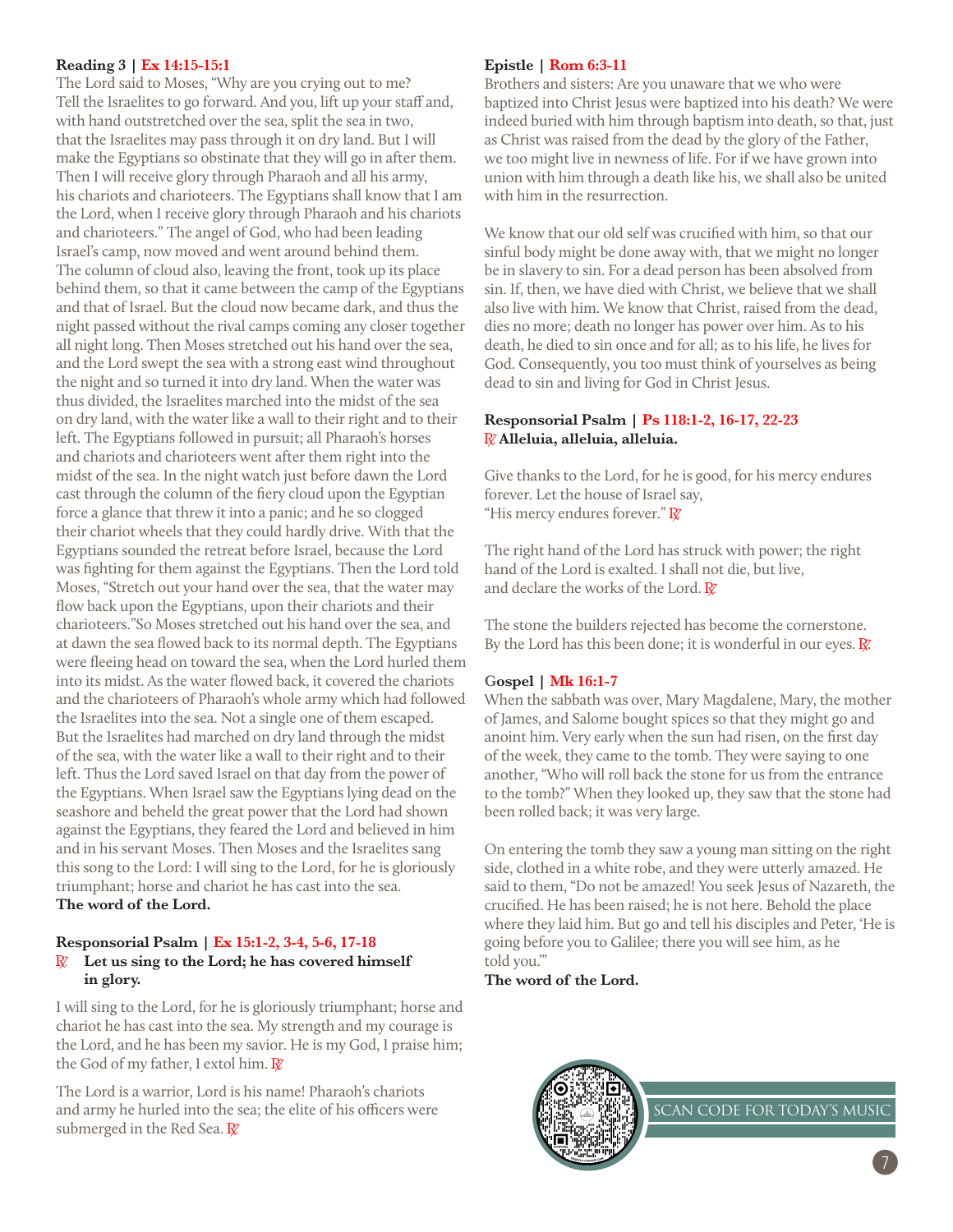**Reading 3 | Ex 14:15-15:1**

The Lord said to Moses, "Why are you crying out to me? Tell the Israelites to go forward. And you, lift up your staff and, with hand outstretched over the sea, split the sea in two, that the Israelites may pass through it on dry land. But I will make the Egyptians so obstinate that they will go in after them. Then I will receive glory through Pharaoh and all his army, his chariots and charioteers. The Egyptians shall know that I am the Lord, when I receive glory through Pharaoh and his chariots and charioteers." The angel of God, who had been leading Israel's camp, now moved and went around behind them. The column of cloud also, leaving the front, took up its place behind them, so that it came between the camp of the Egyptians and that of Israel. But the cloud now became dark, and thus the night passed without the rival camps coming any closer together all night long. Then Moses stretched out his hand over the sea, and the Lord swept the sea with a strong east wind throughout the night and so turned it into dry land. When the water was thus divided, the Israelites marched into the midst of the sea on dry land, with the water like a wall to their right and to their left. The Egyptians followed in pursuit; all Pharaoh's horses and chariots and charioteers went after them right into the midst of the sea. In the night watch just before dawn the Lord cast through the column of the fiery cloud upon the Egyptian force a glance that threw it into a panic; and he so clogged their chariot wheels that they could hardly drive. With that the Egyptians sounded the retreat before Israel, because the Lord was fighting for them against the Egyptians. Then the Lord told Moses, "Stretch out your hand over the sea, that the water may flow back upon the Egyptians, upon their chariots and their charioteers."So Moses stretched out his hand over the sea, and at dawn the sea flowed back to its normal depth. The Egyptians were fleeing head on toward the sea, when the Lord hurled them into its midst. As the water flowed back, it covered the chariots and the charioteers of Pharaoh's whole army which had followed the Israelites into the sea. Not a single one of them escaped. But the Israelites had marched on dry land through the midst of the sea, with the water like a wall to their right and to their left. Thus the Lord saved Israel on that day from the power of the Egyptians. When Israel saw the Egyptians lying dead on the seashore and beheld the great power that the Lord had shown against the Egyptians, they feared the Lord and believed in him and in his servant Moses. Then Moses and the Israelites sang this song to the Lord: I will sing to the Lord, for he is gloriously triumphant; horse and chariot he has cast into the sea.
**The word of the Lord.**

**Responsorial Psalm | Ex 15:1-2, 3-4, 5-6, 17-18**
℟ **Let us sing to the Lord; he has covered himself in glory.**

I will sing to the Lord, for he is gloriously triumphant; horse and chariot he has cast into the sea. My strength and my courage is the Lord, and he has been my savior. He is my God, I praise him; the God of my father, I extol him. ℟

The Lord is a warrior, Lord is his name! Pharaoh's chariots and army he hurled into the sea; the elite of his officers were submerged in the Red Sea. ℟

**Epistle | Rom 6:3-11**

Brothers and sisters: Are you unaware that we who were baptized into Christ Jesus were baptized into his death? We were indeed buried with him through baptism into death, so that, just as Christ was raised from the dead by the glory of the Father, we too might live in newness of life. For if we have grown into union with him through a death like his, we shall also be united with him in the resurrection.

We know that our old self was crucified with him, so that our sinful body might be done away with, that we might no longer be in slavery to sin. For a dead person has been absolved from sin. If, then, we have died with Christ, we believe that we shall also live with him. We know that Christ, raised from the dead, dies no more; death no longer has power over him. As to his death, he died to sin once and for all; as to his life, he lives for God. Consequently, you too must think of yourselves as being dead to sin and living for God in Christ Jesus.

**Responsorial Psalm | Ps 118:1-2, 16-17, 22-23**
℟ **Alleluia, alleluia, alleluia.**

Give thanks to the Lord, for he is good, for his mercy endures forever. Let the house of Israel say,
"His mercy endures forever." ℟

The right hand of the Lord has struck with power; the right hand of the Lord is exalted. I shall not die, but live, and declare the works of the Lord. ℟

The stone the builders rejected has become the cornerstone. By the Lord has this been done; it is wonderful in our eyes. ℟

**Gospel | Mk 16:1-7**

When the sabbath was over, Mary Magdalene, Mary, the mother of James, and Salome bought spices so that they might go and anoint him. Very early when the sun had risen, on the first day of the week, they came to the tomb. They were saying to one another, "Who will roll back the stone for us from the entrance to the tomb?" When they looked up, they saw that the stone had been rolled back; it was very large.

On entering the tomb they saw a young man sitting on the right side, clothed in a white robe, and they were utterly amazed. He said to them, "Do not be amazed! You seek Jesus of Nazareth, the crucified. He has been raised; he is not here. Behold the place where they laid him. But go and tell his disciples and Peter, 'He is going before you to Galilee; there you will see him, as he told you.'"
**The word of the Lord.**

SCAN CODE FOR TODAY'S MUSIC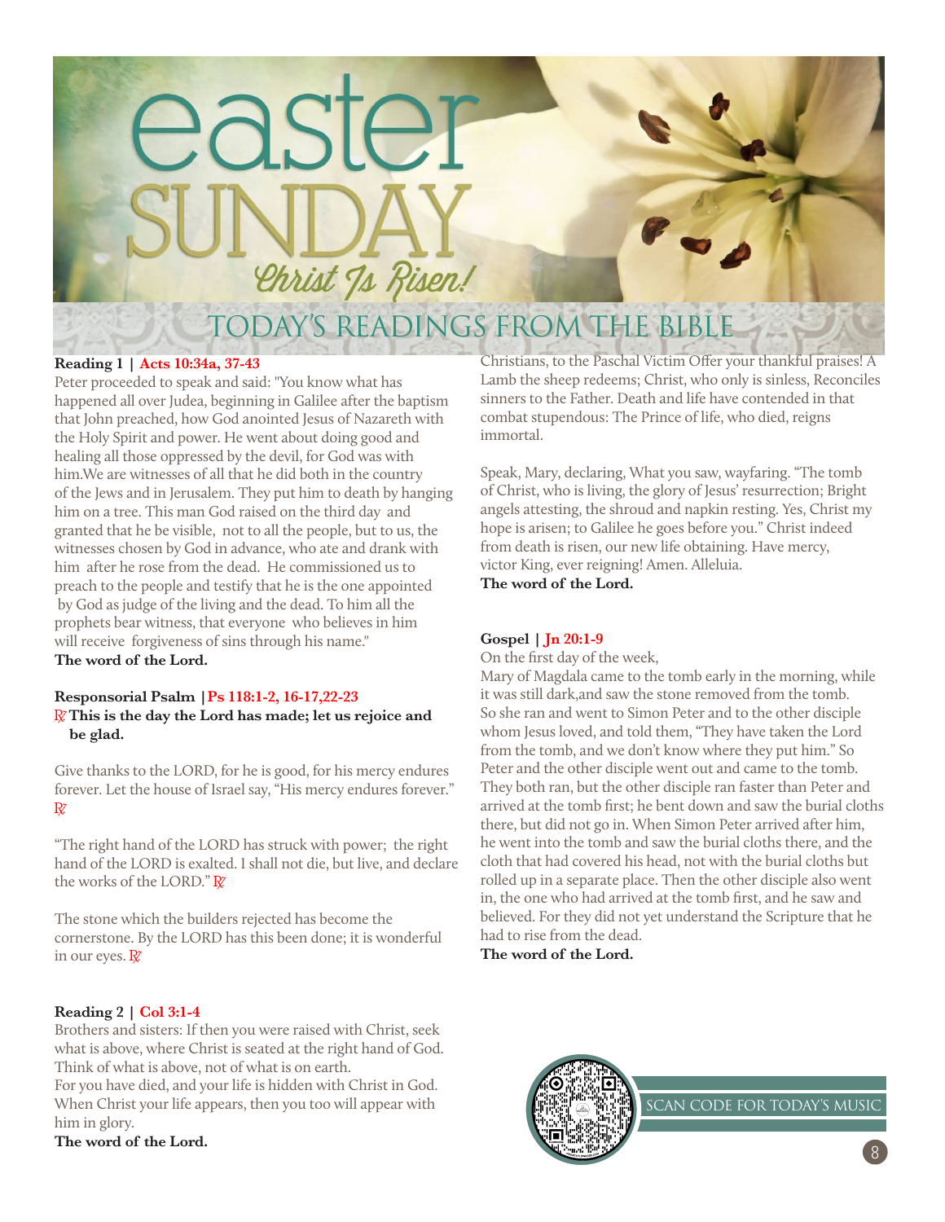# easter SUNDAY

*Christ Is Risen!*

## TODAY'S READINGS FROM THE BIBLE

**Reading 1 | Acts 10:34a, 37-43**

Peter proceeded to speak and said: "You know what has happened all over Judea, beginning in Galilee after the baptism that John preached, how God anointed Jesus of Nazareth with the Holy Spirit and power. He went about doing good and healing all those oppressed by the devil, for God was with him.We are witnesses of all that he did both in the country of the Jews and in Jerusalem. They put him to death by hanging him on a tree. This man God raised on the third day and granted that he be visible, not to all the people, but to us, the witnesses chosen by God in advance, who ate and drank with him after he rose from the dead. He commissioned us to preach to the people and testify that he is the one appointed by God as judge of the living and the dead. To him all the prophets bear witness, that everyone who believes in him will receive forgiveness of sins through his name."

**The word of the Lord.**

**Responsorial Psalm | Ps 118:1-2, 16-17,22-23**

℟ **This is the day the Lord has made; let us rejoice and be glad.**

Give thanks to the LORD, for he is good, for his mercy endures forever. Let the house of Israel say, "His mercy endures forever." ℟

"The right hand of the LORD has struck with power; the right hand of the LORD is exalted. I shall not die, but live, and declare the works of the LORD." ℟

The stone which the builders rejected has become the cornerstone. By the LORD has this been done; it is wonderful in our eyes. ℟

**Reading 2 | Col 3:1-4**

Brothers and sisters: If then you were raised with Christ, seek what is above, where Christ is seated at the right hand of God. Think of what is above, not of what is on earth.
For you have died, and your life is hidden with Christ in God. When Christ your life appears, then you too will appear with him in glory.

**The word of the Lord.**

Christians, to the Paschal Victim Offer your thankful praises! A Lamb the sheep redeems; Christ, who only is sinless, Reconciles sinners to the Father. Death and life have contended in that combat stupendous: The Prince of life, who died, reigns immortal.

Speak, Mary, declaring, What you saw, wayfaring. "The tomb of Christ, who is living, the glory of Jesus' resurrection; Bright angels attesting, the shroud and napkin resting. Yes, Christ my hope is arisen; to Galilee he goes before you." Christ indeed from death is risen, our new life obtaining. Have mercy, victor King, ever reigning! Amen. Alleluia.

**The word of the Lord.**

**Gospel | Jn 20:1-9**

On the first day of the week,
Mary of Magdala came to the tomb early in the morning, while it was still dark,and saw the stone removed from the tomb. So she ran and went to Simon Peter and to the other disciple whom Jesus loved, and told them, "They have taken the Lord from the tomb, and we don't know where they put him." So Peter and the other disciple went out and came to the tomb. They both ran, but the other disciple ran faster than Peter and arrived at the tomb first; he bent down and saw the burial cloths there, but did not go in. When Simon Peter arrived after him, he went into the tomb and saw the burial cloths there, and the cloth that had covered his head, not with the burial cloths but rolled up in a separate place. Then the other disciple also went in, the one who had arrived at the tomb first, and he saw and believed. For they did not yet understand the Scripture that he had to rise from the dead.

**The word of the Lord.**

SCAN CODE FOR TODAY'S MUSIC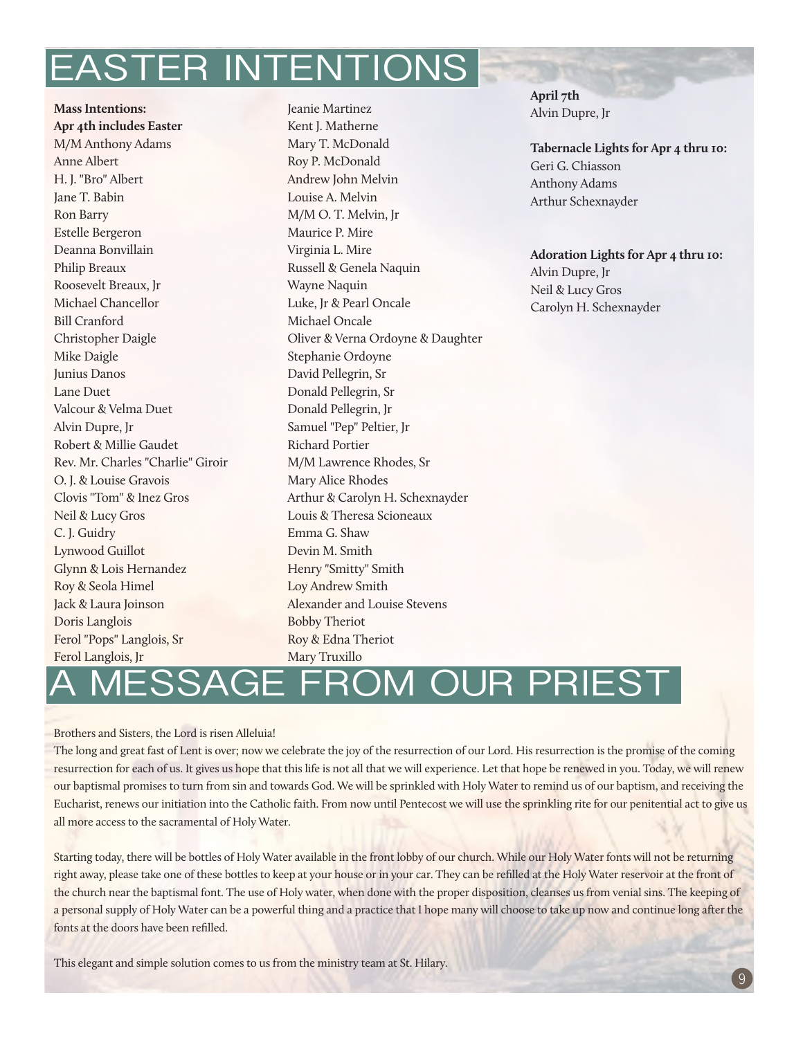# EASTER INTENTIONS

**Mass Intentions:**
**Apr 4th includes Easter**
M/M Anthony Adams
Anne Albert
H. J. "Bro" Albert
Jane T. Babin
Ron Barry
Estelle Bergeron
Deanna Bonvillain
Philip Breaux
Roosevelt Breaux, Jr
Michael Chancellor
Bill Cranford
Christopher Daigle
Mike Daigle
Junius Danos
Lane Duet
Valcour & Velma Duet
Alvin Dupre, Jr
Robert & Millie Gaudet
Rev. Mr. Charles "Charlie" Giroir
O. J. & Louise Gravois
Clovis "Tom" & Inez Gros
Neil & Lucy Gros
C. J. Guidry
Lynwood Guillot
Glynn & Lois Hernandez
Roy & Seola Himel
Jack & Laura Joinson
Doris Langlois
Ferol "Pops" Langlois, Sr
Ferol Langlois, Jr
Jeanie Martinez
Kent J. Matherne
Mary T. McDonald
Roy P. McDonald
Andrew John Melvin
Louise A. Melvin
M/M O. T. Melvin, Jr
Maurice P. Mire
Virginia L. Mire
Russell & Genela Naquin
Wayne Naquin
Luke, Jr & Pearl Oncale
Michael Oncale
Oliver & Verna Ordoyne & Daughter
Stephanie Ordoyne
David Pellegrin, Sr
Donald Pellegrin, Sr
Donald Pellegrin, Jr
Samuel "Pep" Peltier, Jr
Richard Portier
M/M Lawrence Rhodes, Sr
Mary Alice Rhodes
Arthur & Carolyn H. Schexnayder
Louis & Theresa Scioneaux
Emma G. Shaw
Devin M. Smith
Henry "Smitty" Smith
Loy Andrew Smith
Alexander and Louise Stevens
Bobby Theriot
Roy & Edna Theriot
Mary Truxillo

**April 7th**
Alvin Dupre, Jr

**Tabernacle Lights for Apr 4 thru 10:**
Geri G. Chiasson
Anthony Adams
Arthur Schexnayder

**Adoration Lights for Apr 4 thru 10:**
Alvin Dupre, Jr
Neil & Lucy Gros
Carolyn H. Schexnayder

# A MESSAGE FROM OUR PRIEST

Brothers and Sisters, the Lord is risen Alleluia!

The long and great fast of Lent is over; now we celebrate the joy of the resurrection of our Lord. His resurrection is the promise of the coming resurrection for each of us. It gives us hope that this life is not all that we will experience. Let that hope be renewed in you. Today, we will renew our baptismal promises to turn from sin and towards God. We will be sprinkled with Holy Water to remind us of our baptism, and receiving the Eucharist, renews our initiation into the Catholic faith. From now until Pentecost we will use the sprinkling rite for our penitential act to give us all more access to the sacramental of Holy Water.

Starting today, there will be bottles of Holy Water available in the front lobby of our church. While our Holy Water fonts will not be returning right away, please take one of these bottles to keep at your house or in your car. They can be refilled at the Holy Water reservoir at the front of the church near the baptismal font. The use of Holy water, when done with the proper disposition, cleanses us from venial sins. The keeping of a personal supply of Holy Water can be a powerful thing and a practice that I hope many will choose to take up now and continue long after the fonts at the doors have been refilled.

This elegant and simple solution comes to us from the ministry team at St. Hilary.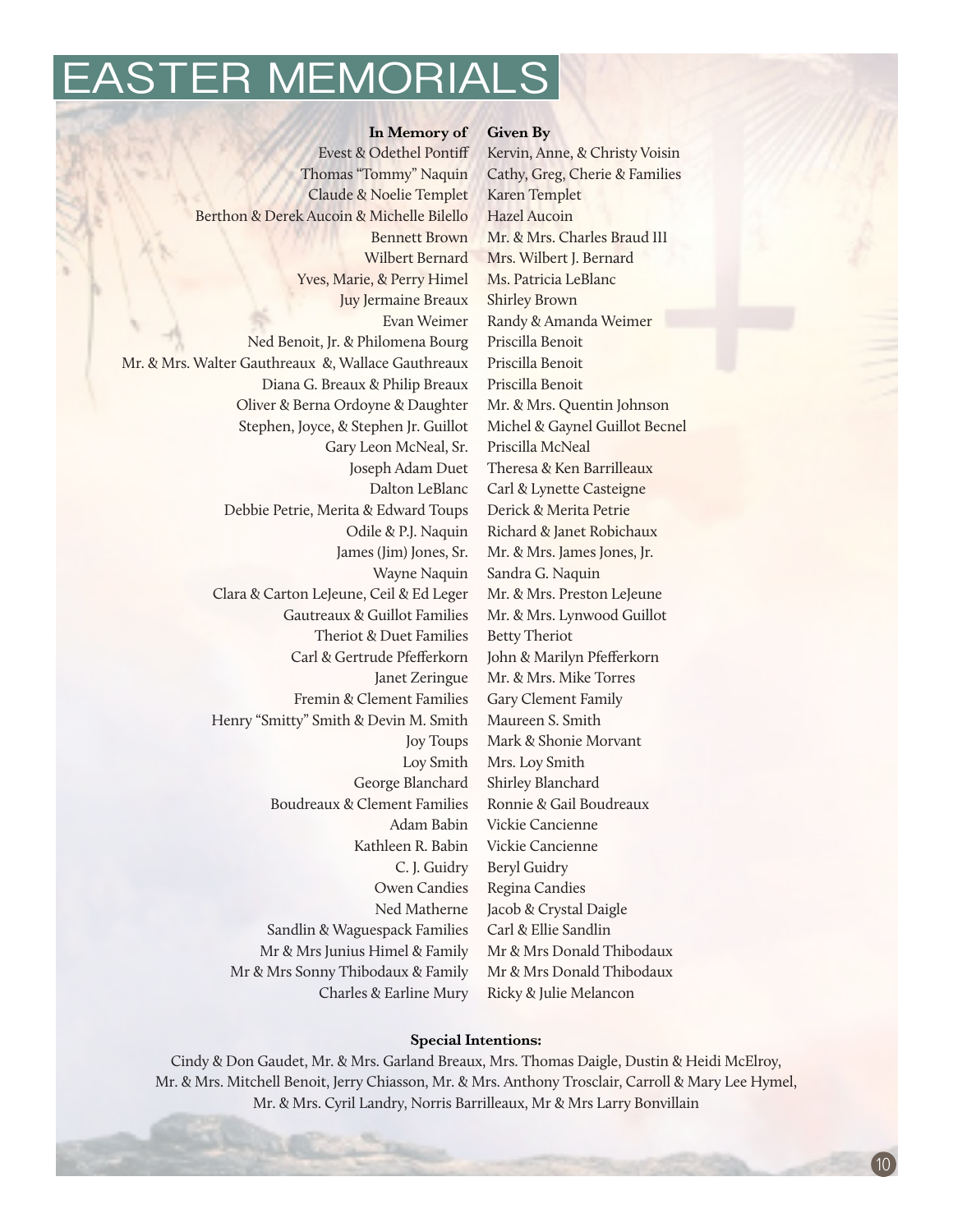# EASTER MEMORIALS

| In Memory of | Given By |
| --- | --- |
| Evest & Odethel Pontiff | Kervin, Anne, & Christy Voisin |
| Thomas "Tommy" Naquin | Cathy, Greg, Cherie & Families |
| Claude & Noelie Templet | Karen Templet |
| Berthon & Derek Aucoin & Michelle Bilello | Hazel Aucoin |
| Bennett Brown | Mr. & Mrs. Charles Braud III |
| Wilbert Bernard | Mrs. Wilbert J. Bernard |
| Yves, Marie, & Perry Himel | Ms. Patricia LeBlanc |
| Juy Jermaine Breaux | Shirley Brown |
| Evan Weimer | Randy & Amanda Weimer |
| Ned Benoit, Jr. & Philomena Bourg | Priscilla Benoit |
| Mr. & Mrs. Walter Gauthreaux &, Wallace Gauthreaux | Priscilla Benoit |
| Diana G. Breaux & Philip Breaux | Priscilla Benoit |
| Oliver & Berna Ordoyne & Daughter | Mr. & Mrs. Quentin Johnson |
| Stephen, Joyce, & Stephen Jr. Guillot | Michel & Gaynel Guillot Becnel |
| Gary Leon McNeal, Sr. | Priscilla McNeal |
| Joseph Adam Duet | Theresa & Ken Barrilleaux |
| Dalton LeBlanc | Carl & Lynette Casteigne |
| Debbie Petrie, Merita & Edward Toups | Derick & Merita Petrie |
| Odile & P.J. Naquin | Richard & Janet Robichaux |
| James (Jim) Jones, Sr. | Mr. & Mrs. James Jones, Jr. |
| Wayne Naquin | Sandra G. Naquin |
| Clara & Carton LeJeune, Ceil & Ed Leger | Mr. & Mrs. Preston LeJeune |
| Gautreaux & Guillot Families | Mr. & Mrs. Lynwood Guillot |
| Theriot & Duet Families | Betty Theriot |
| Carl & Gertrude Pfefferkorn | John & Marilyn Pfefferkorn |
| Janet Zeringue | Mr. & Mrs. Mike Torres |
| Fremin & Clement Families | Gary Clement Family |
| Henry "Smitty" Smith & Devin M. Smith | Maureen S. Smith |
| Joy Toups | Mark & Shonie Morvant |
| Loy Smith | Mrs. Loy Smith |
| George Blanchard | Shirley Blanchard |
| Boudreaux & Clement Families | Ronnie & Gail Boudreaux |
| Adam Babin | Vickie Cancienne |
| Kathleen R. Babin | Vickie Cancienne |
| C. J. Guidry | Beryl Guidry |
| Owen Candies | Regina Candies |
| Ned Matherne | Jacob & Crystal Daigle |
| Sandlin & Waguespack Families | Carl & Ellie Sandlin |
| Mr & Mrs Junius Himel & Family | Mr & Mrs Donald Thibodaux |
| Mr & Mrs Sonny Thibodaux & Family | Mr & Mrs Donald Thibodaux |
| Charles & Earline Mury | Ricky & Julie Melancon |

**Special Intentions:**

Cindy & Don Gaudet, Mr. & Mrs. Garland Breaux, Mrs. Thomas Daigle, Dustin & Heidi McElroy, Mr. & Mrs. Mitchell Benoit, Jerry Chiasson, Mr. & Mrs. Anthony Trosclair, Carroll & Mary Lee Hymel, Mr. & Mrs. Cyril Landry, Norris Barrilleaux, Mr & Mrs Larry Bonvillain